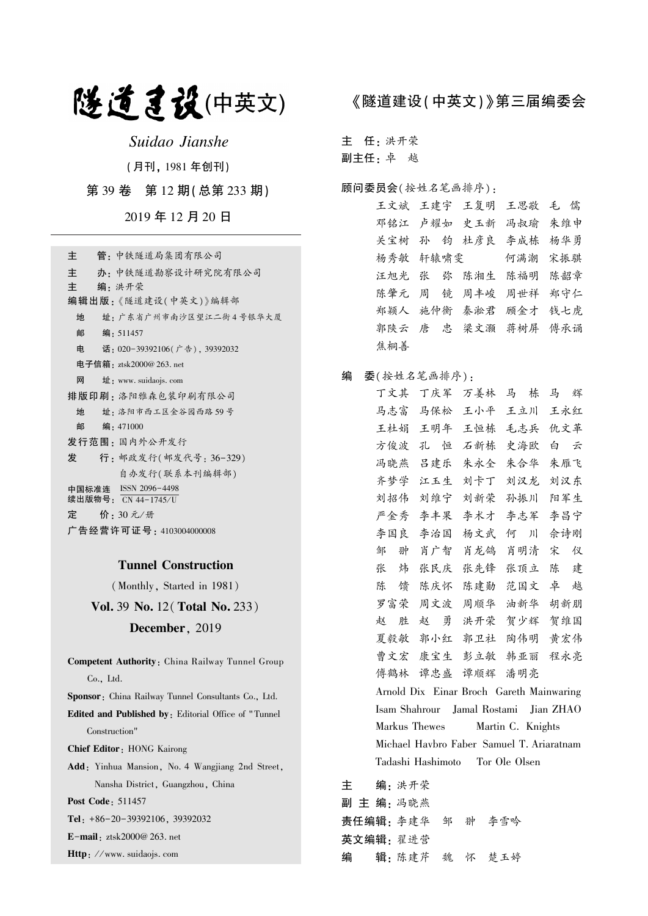# 隧道建设(中英文)

*Suidao Jianshe*

(月刊，1981 年创刊)

第 39 卷　第 12 期(总第 233 期)

2019 年 12 月 20 日

主　　管：中铁隧道局集团有限公司

主　　办：中铁隧道勘察设计研究院有限公司

主　　编：洪开荣

编辑出版：《隧道建设(中英文)》编辑部

地　　址：广东省广州市南沙区望江二街 4 号银华大厦

邮　　编：511457

电　　话：020-39392106(广告)，39392032

电子信箱：ztsk2000@263.net

网　　址：www.suidaojs.com

排版印刷：洛阳雅森包装印刷有限公司

地　　址：洛阳市西工区金谷园西路 59 号

邮　　编：471000

发行范围：国内外公开发行

发　　行：邮政发行(邮发代号：36-329)

自办发行(联系本刊编辑部)

中国标准连续出版物号：ISSN 2096-4498 / CN 44-1745/U

定　　价：30 元/册

广告经营许可证号：4103004000008

## Tunnel Construction

(Monthly, Started in 1981)

**Vol.** 39 **No.** 12(**Total No.** 233)

**December**, 2019

**Competent Authority**: China Railway Tunnel Group Co., Ltd.

**Sponsor**: China Railway Tunnel Consultants Co., Ltd.

**Edited and Published by**: Editorial Office of "Tunnel Construction"

**Chief Editor**: HONG Kairong

**Add**: Yinhua Mansion, No. 4 Wangjiang 2nd Street, Nansha District, Guangzhou, China

**Post Code**: 511457

**Tel**: +86-20-39392106, 39392032

**E-mail**: ztsk2000@263.net

**Http**: //www.suidaojs.com

## 《隧道建设(中英文)》第三届编委会

**主　任**：洪开荣

**副主任**：卓　越

**顾问委员会**(按姓名笔画排序)：

王文斌　王建宇　王复明　王思敬　毛　儒　邓铭江　卢耀如　史玉新　冯叔瑜　朱维申　关宝树　孙　钧　杜彦良　李成栋　杨华勇　杨秀敏　轩辕啸雯　何满潮　宋振骐　汪旭光　张　弥　陈湘生　陈福明　陈韶章　陈肇元　周　镜　周丰峻　周世祥　郑守仁　郑颖人　施仲衡　秦淞君　顾金才　钱七虎　郭陕云　唐　忠　梁文灏　蒋树屏　傅承诵　焦桐善

**编　委**(按姓名笔画排序)：

丁文其　丁庆军　万姜林　马　栋　马　辉　马志富　马保松　王小平　王立川　王永红　王杜娟　王明年　王恒栋　毛志兵　仇文革　方俊波　孔　恒　石新栋　史海欧　白　云　冯晓燕　吕建乐　朱永全　朱合华　朱雁飞　齐梦学　江玉生　刘卡丁　刘汉龙　刘汉东　刘招伟　刘维宁　刘新荣　孙振川　阳军生　严金秀　李丰果　李术才　李志军　李昌宁　李国良　李治国　杨文武　何　川　佘诗刚　邹　翀　肖广智　肖龙鸽　肖明清　宋　仪　张　炜　张民庆　张先锋　张顶立　陈　建　陈　馈　陈庆怀　陈建勋　范国文　卓　越　罗富荣　周文波　周顺华　油新华　胡新朋　赵　胜　赵　勇　洪开荣　贺少辉　贺维国　夏毅敏　郭小红　郭卫社　陶伟明　黄宏伟　曹文宏　康宝生　彭立敏　韩亚丽　程永亮　傅鹤林　谭忠盛　谭顺辉　潘明亮

Arnold Dix　Einar Broch　Gareth Mainwaring　Isam Shahrour　Jamal Rostami　Jian ZHAO　Markus Thewes　Martin C. Knights　Michael Havbro Faber　Samuel T. Ariaratnam　Tadashi Hashimoto　Tor Ole Olsen

**主　　编**：洪开荣

**副 主 编**：冯晓燕

**责任编辑**：李建华　邹　翀　李雪吟

**英文编辑**：翟进营

**编　　辑**：陈建芹　魏　怀　楚玉婷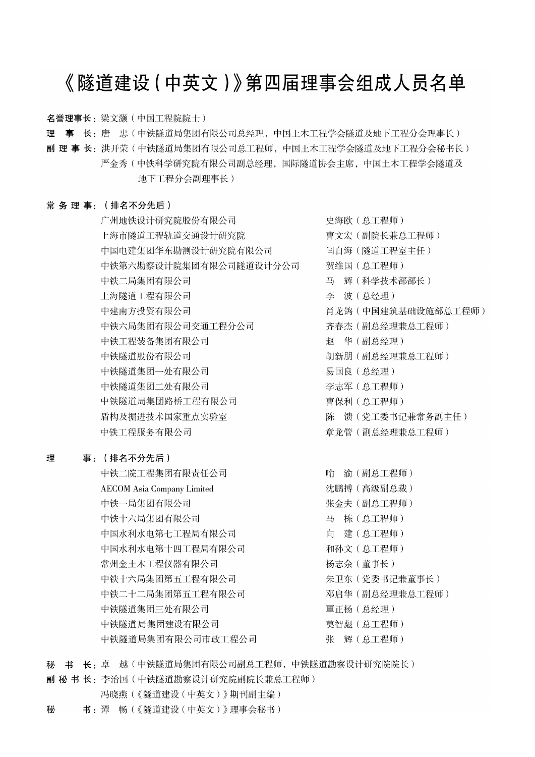# 《隧道建设（中英文）》第四届理事会组成人员名单

**名誉理事长：**梁文灏（中国工程院院士）

**理　事　长：**唐　忠（中铁隧道局集团有限公司总经理，中国土木工程学会隧道及地下工程分会理事长）

**副 理 事 长：**洪开荣（中铁隧道局集团有限公司总工程师，中国土木工程学会隧道及地下工程分会秘书长）

严金秀（中铁科学研究院有限公司副总经理，国际隧道协会主席，中国土木工程学会隧道及地下工程分会副理事长）

**常 务 理 事：（排名不分先后）**

| 单位 | 姓名 |
| --- | --- |
| 广州地铁设计研究院股份有限公司 | 史海欧（总工程师） |
| 上海市隧道工程轨道交通设计研究院 | 曹文宏（副院长兼总工程师） |
| 中国电建集团华东勘测设计研究院有限公司 | 闫自海（隧道工程室主任） |
| 中铁第六勘察设计院集团有限公司隧道设计分公司 | 贺维国（总工程师） |
| 中铁二局集团有限公司 | 马　辉（科学技术部部长） |
| 上海隧道工程有限公司 | 李　波（总经理） |
| 中建南方投资有限公司 | 肖龙鸽（中国建筑基础设施部总工程师） |
| 中铁六局集团有限公司交通工程分公司 | 齐春杰（副总经理兼总工程师） |
| 中铁工程装备集团有限公司 | 赵　华（副总经理） |
| 中铁隧道股份有限公司 | 胡新朋（副总经理兼总工程师） |
| 中铁隧道集团一处有限公司 | 易国良（总经理） |
| 中铁隧道集团二处有限公司 | 李志军（总工程师） |
| 中铁隧道局集团路桥工程有限公司 | 曹保利（总工程师） |
| 盾构及掘进技术国家重点实验室 | 陈　馈（党工委书记兼常务副主任） |
| 中铁工程服务有限公司 | 章龙管（副总经理兼总工程师） |

**理　　　事：（排名不分先后）**

| 单位 | 姓名 |
| --- | --- |
| 中铁二院工程集团有限责任公司 | 喻　渝（副总工程师） |
| AECOM Asia Company Limited | 沈鹏搏（高级副总裁） |
| 中铁一局集团有限公司 | 张金夫（副总工程师） |
| 中铁十六局集团有限公司 | 马　栋（总工程师） |
| 中国水利水电第七工程局有限公司 | 向　建（总工程师） |
| 中国水利水电第十四工程局有限公司 | 和孙文（总工程师） |
| 常州金土木工程仪器有限公司 | 杨志余（董事长） |
| 中铁十六局集团第五工程有限公司 | 朱卫东（党委书记兼董事长） |
| 中铁二十二局集团第五工程有限公司 | 邓启华（副总经理兼总工程师） |
| 中铁隧道集团三处有限公司 | 覃正杨（总经理） |
| 中铁隧道局集团建设有限公司 | 莫智彪（总工程师） |
| 中铁隧道局集团有限公司市政工程公司 | 张　辉（总工程师） |

**秘　书　长：**卓　越（中铁隧道局集团有限公司副总工程师，中铁隧道勘察设计研究院院长）

**副 秘 书 长：**李治国（中铁隧道勘察设计研究院副院长兼总工程师）

冯晓燕（《隧道建设（中英文）》期刊副主编）

**秘　　　书：**谭　畅（《隧道建设（中英文）》理事会秘书）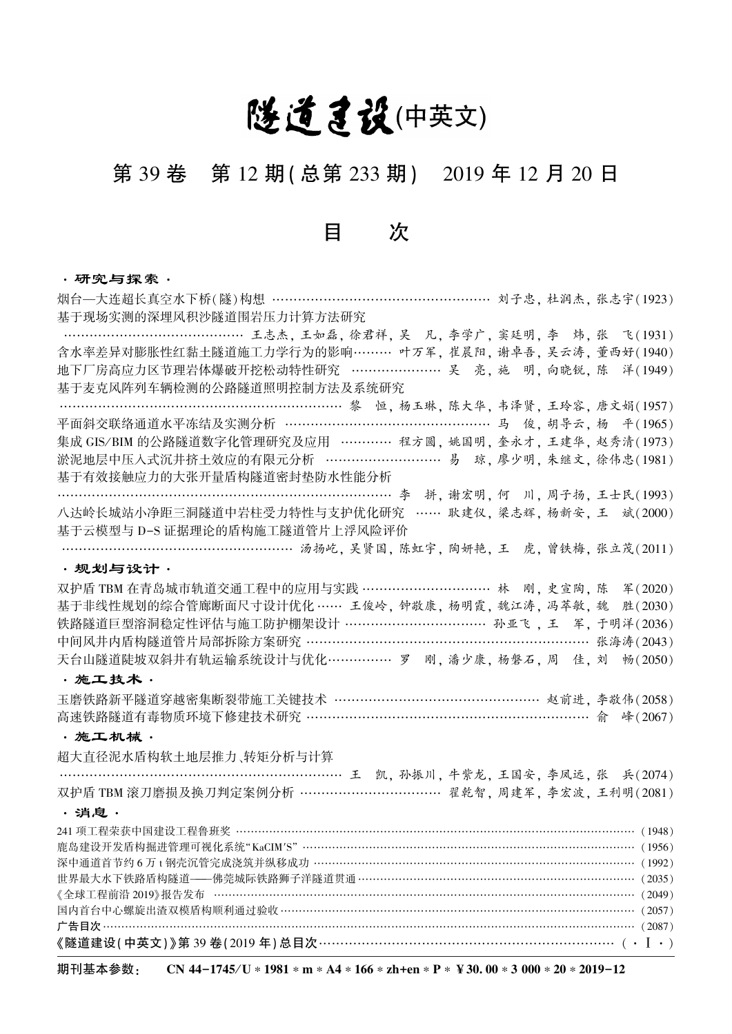# 隧道建设(中英文)

## 第 39 卷　第 12 期(总第 233 期)　2019 年 12 月 20 日

## 目　　次

**·研究与探索·**

烟台—大连超长真空水下桥(隧)构想 …… 刘子忠，杜润杰，张志宇(1923)

基于现场实测的深埋风积沙隧道围岩压力计算方法研究 …… 王志杰，王如磊，徐君祥，吴　凡，李学广，窦廷明，李　炜，张　飞(1931)

含水率差异对膨胀性红黏土隧道施工力学行为的影响 …… 叶万军，崔晨阳，谢卓吾，吴云涛，董西好(1940)

地下厂房高应力区节理岩体爆破开挖松动特性研究 …… 吴　亮，施　明，向晓锐，陈　洋(1949)

基于麦克风阵列车辆检测的公路隧道照明控制方法及系统研究 …… 黎　恒，杨玉琳，陈大华，韦泽贤，王玲容，唐文娟(1957)

平面斜交联络通道水平冻结及实测分析 …… 马　俊，胡导云，杨　平(1965)

集成 GIS/BIM 的公路隧道数字化管理研究及应用 …… 程方圆，姚国明，奎永才，王建华，赵秀清(1973)

淤泥地层中压入式沉井挤土效应的有限元分析 …… 易　琼，廖少明，朱继文，徐伟忠(1981)

基于有效接触应力的大张开量盾构隧道密封垫防水性能分析 …… 李　拼，谢宏明，何　川，周子扬，王士民(1993)

八达岭长城站小净距三洞隧道中岩柱受力特性与支护优化研究 …… 耿建仪，梁志辉，杨新安，王　斌(2000)

基于云模型与 D-S 证据理论的盾构施工隧道管片上浮风险评价 …… 汤扬屹，吴贤国，陈虹宇，陶妍艳，王　虎，曾铁梅，张立茂(2011)

**·规划与设计·**

双护盾 TBM 在青岛城市轨道交通工程中的应用与实践 …… 林　刚，史宣陶，陈　军(2020)

基于非线性规划的综合管廊断面尺寸设计优化 …… 王俊岭，钟敬康，杨明霞，魏江涛，冯萃敏，魏　胜(2030)

铁路隧道巨型溶洞稳定性评估与施工防护棚架设计 …… 孙亚飞，王　军，于明洋(2036)

中间风井内盾构隧道管片局部拆除方案研究 …… 张海涛(2043)

天台山隧道陡坡双斜井有轨运输系统设计与优化 …… 罗　刚，潘少康，杨磐石，周　佳，刘　畅(2050)

**·施工技术·**

玉磨铁路新平隧道穿越密集断裂带施工关键技术 …… 赵前进，李敬伟(2058)

高速铁路隧道有毒物质环境下修建技术研究 …… 俞　峰(2067)

**·施工机械·**

超大直径泥水盾构软土地层推力、转矩分析与计算 …… 王　凯，孙振川，牛紫龙，王国安，李凤远，张　兵(2074)

双护盾 TBM 滚刀磨损及换刀判定案例分析 …… 翟乾智，周建军，李宏波，王利明(2081)

**·消息·**

241 项工程荣获中国建设工程鲁班奖 …… (1948)

鹿岛建设开发盾构掘进管理可视化系统“KaCIM′S” …… (1956)

深中通道首节约 6 万 t 钢壳沉管完成浇筑并纵移成功 …… (1992)

世界最大水下铁路盾构隧道——佛莞城际铁路狮子洋隧道贯通 …… (2035)

《全球工程前沿 2019》报告发布 …… (2049)

国内首台中心螺旋出渣双模盾构顺利通过验收 …… (2057)

广告目次 …… (2087)

《隧道建设(中英文)》第 39 卷(2019 年)总目次 …… (·Ⅰ·)

**期刊基本参数：　CN 44-1745/U * 1981 * m * A4 * 166 * zh+en * P * ￥30.00 * 3 000 * 20 * 2019-12**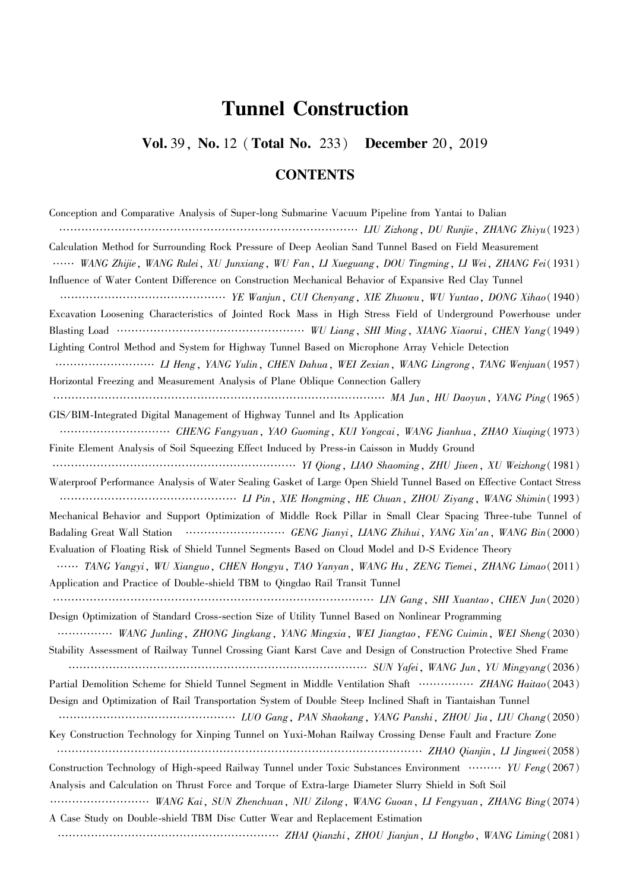# Tunnel Construction

**Vol.** 39, **No.** 12 (**Total No.** 233) **December** 20, 2019

## CONTENTS

Conception and Comparative Analysis of Super-long Submarine Vacuum Pipeline from Yantai to Dalian ········· *LIU Zizhong*, *DU Runjie*, *ZHANG Zhiyu*(1923)

Calculation Method for Surrounding Rock Pressure of Deep Aeolian Sand Tunnel Based on Field Measurement ······ *WANG Zhijie*, *WANG Rulei*, *XU Junxiang*, *WU Fan*, *LI Xueguang*, *DOU Tingming*, *LI Wei*, *ZHANG Fei*(1931)

Influence of Water Content Difference on Construction Mechanical Behavior of Expansive Red Clay Tunnel ········· *YE Wanjun*, *CUI Chenyang*, *XIE Zhuowu*, *WU Yuntao*, *DONG Xihao*(1940)

Excavation Loosening Characteristics of Jointed Rock Mass in High Stress Field of Underground Powerhouse under Blasting Load ········· *WU Liang*, *SHI Ming*, *XIANG Xiaorui*, *CHEN Yang*(1949)

Lighting Control Method and System for Highway Tunnel Based on Microphone Array Vehicle Detection ········· *LI Heng*, *YANG Yulin*, *CHEN Dahua*, *WEI Zexian*, *WANG Lingrong*, *TANG Wenjuan*(1957)

Horizontal Freezing and Measurement Analysis of Plane Oblique Connection Gallery ········· *MA Jun*, *HU Daoyun*, *YANG Ping*(1965)

GIS/BIM-Integrated Digital Management of Highway Tunnel and Its Application ········· *CHENG Fangyuan*, *YAO Guoming*, *KUI Yongcai*, *WANG Jianhua*, *ZHAO Xiuqing*(1973)

Finite Element Analysis of Soil Squeezing Effect Induced by Press-in Caisson in Muddy Ground ········· *YI Qiong*, *LIAO Shaoming*, *ZHU Jiwen*, *XU Weizhong*(1981)

Waterproof Performance Analysis of Water Sealing Gasket of Large Open Shield Tunnel Based on Effective Contact Stress ········· *LI Pin*, *XIE Hongming*, *HE Chuan*, *ZHOU Ziyang*, *WANG Shimin*(1993)

Mechanical Behavior and Support Optimization of Middle Rock Pillar in Small Clear Spacing Three-tube Tunnel of Badaling Great Wall Station ········· *GENG Jianyi*, *LIANG Zhihui*, *YANG Xin'an*, *WANG Bin*(2000)

Evaluation of Floating Risk of Shield Tunnel Segments Based on Cloud Model and D-S Evidence Theory ······ *TANG Yangyi*, *WU Xiangguo*, *CHEN Hongyu*, *TAO Yanyan*, *WANG Hu*, *ZENG Tiemei*, *ZHANG Limao*(2011)

Application and Practice of Double-shield TBM to Qingdao Rail Transit Tunnel ········· *LIN Gang*, *SHI Xuantao*, *CHEN Jun*(2020)

Design Optimization of Standard Cross-section Size of Utility Tunnel Based on Nonlinear Programming ········· *WANG Junling*, *ZHONG Jingkang*, *YANG Mingxia*, *WEI Jiangtao*, *FENG Cuimin*, *WEI Sheng*(2030)

Stability Assessment of Railway Tunnel Crossing Giant Karst Cave and Design of Construction Protective Shed Frame ········· *SUN Yafei*, *WANG Jun*, *YU Mingyang*(2036)

Partial Demolition Scheme for Shield Tunnel Segment in Middle Ventilation Shaft ········· *ZHANG Haitao*(2043)

Design and Optimization of Rail Transportation System of Double Steep Inclined Shaft in Tiantaishan Tunnel ········· *LUO Gang*, *PAN Shaokang*, *YANG Panshi*, *ZHOU Jia*, *LIU Chang*(2050)

Key Construction Technology for Xinping Tunnel on Yuxi-Mohan Railway Crossing Dense Fault and Fracture Zone ········· *ZHAO Qianjin*, *LI Jingwei*(2058)

Construction Technology of High-speed Railway Tunnel under Toxic Substances Environment ········· *YU Feng*(2067)

Analysis and Calculation on Thrust Force and Torque of Extra-large Diameter Slurry Shield in Soft Soil ········· *WANG Kai*, *SUN Zhenchuan*, *NIU Zilong*, *WANG Guoan*, *LI Fengyuan*, *ZHANG Bing*(2074)

A Case Study on Double-shield TBM Disc Cutter Wear and Replacement Estimation ········· *ZHAI Qianzhi*, *ZHOU Jianjun*, *LI Hongbo*, *WANG Liming*(2081)